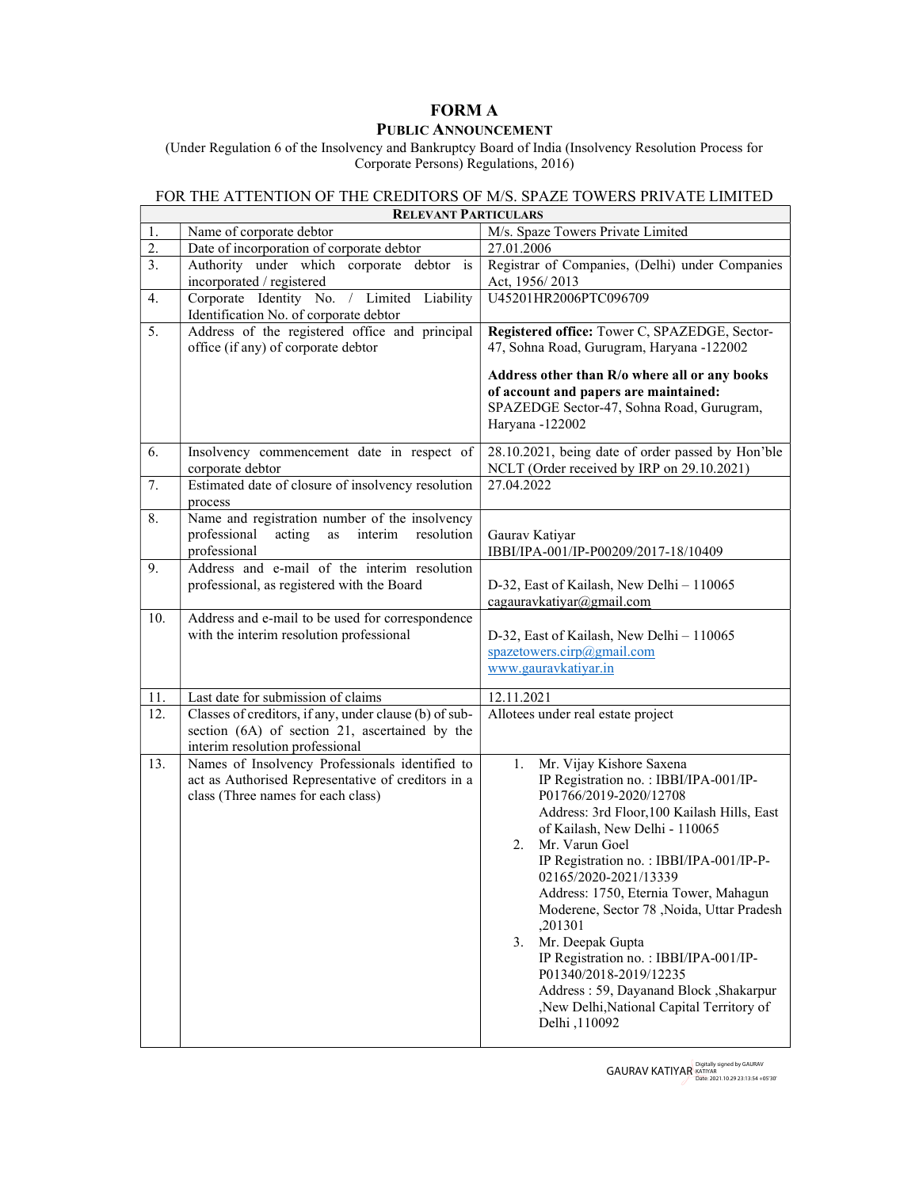# FORM A

## PUBLIC ANNOUNCEMENT

(Under Regulation 6 of the Insolvency and Bankruptcy Board of India (Insolvency Resolution Process for Corporate Persons) Regulations, 2016)

FOR THE ATTENTION OF THE CREDITORS OF M/S. SPAZE TOWERS PRIVATE LIMITED

| **RELEVANT PARTICULARS** | | |
|---|---|---|
| 1. | Name of corporate debtor | M/s. Spaze Towers Private Limited |
| 2. | Date of incorporation of corporate debtor | 27.01.2006 |
| 3. | Authority under which corporate debtor is incorporated / registered | Registrar of Companies, (Delhi) under Companies Act, 1956/ 2013 |
| 4. | Corporate Identity No. / Limited Liability Identification No. of corporate debtor | U45201HR2006PTC096709 |
| 5. | Address of the registered office and principal office (if any) of corporate debtor | **Registered office:** Tower C, SPAZEDGE, Sector-47, Sohna Road, Gurugram, Haryana -122002<br><br>**Address other than R/o where all or any books of account and papers are maintained:** SPAZEDGE Sector-47, Sohna Road, Gurugram, Haryana -122002 |
| 6. | Insolvency commencement date in respect of corporate debtor | 28.10.2021, being date of order passed by Hon'ble NCLT (Order received by IRP on 29.10.2021) |
| 7. | Estimated date of closure of insolvency resolution process | 27.04.2022 |
| 8. | Name and registration number of the insolvency professional acting as interim resolution professional | Gaurav Katiyar<br>IBBI/IPA-001/IP-P00209/2017-18/10409 |
| 9. | Address and e-mail of the interim resolution professional, as registered with the Board | D-32, East of Kailash, New Delhi – 110065<br>cagauravkatiyar@gmail.com |
| 10. | Address and e-mail to be used for correspondence with the interim resolution professional | D-32, East of Kailash, New Delhi – 110065<br>spazetowers.cirp@gmail.com<br>www.gauravkatiyar.in |
| 11. | Last date for submission of claims | 12.11.2021 |
| 12. | Classes of creditors, if any, under clause (b) of sub-section (6A) of section 21, ascertained by the interim resolution professional | Allotees under real estate project |
| 13. | Names of Insolvency Professionals identified to act as Authorised Representative of creditors in a class (Three names for each class) | 1. Mr. Vijay Kishore Saxena<br>IP Registration no. : IBBI/IPA-001/IP-P01766/2019-2020/12708<br>Address: 3rd Floor,100 Kailash Hills, East of Kailash, New Delhi - 110065<br>2. Mr. Varun Goel<br>IP Registration no. : IBBI/IPA-001/IP-P-02165/2020-2021/13339<br>Address: 1750, Eternia Tower, Mahagun Moderene, Sector 78 ,Noida, Uttar Pradesh ,201301<br>3. Mr. Deepak Gupta<br>IP Registration no. : IBBI/IPA-001/IP-P01340/2018-2019/12235<br>Address : 59, Dayanand Block ,Shakarpur ,New Delhi,National Capital Territory of Delhi ,110092 |

GAURAV KATIYAR
Digitally signed by GAURAV KATIYAR
Date: 2021.10.29 23:13:54 +05'30'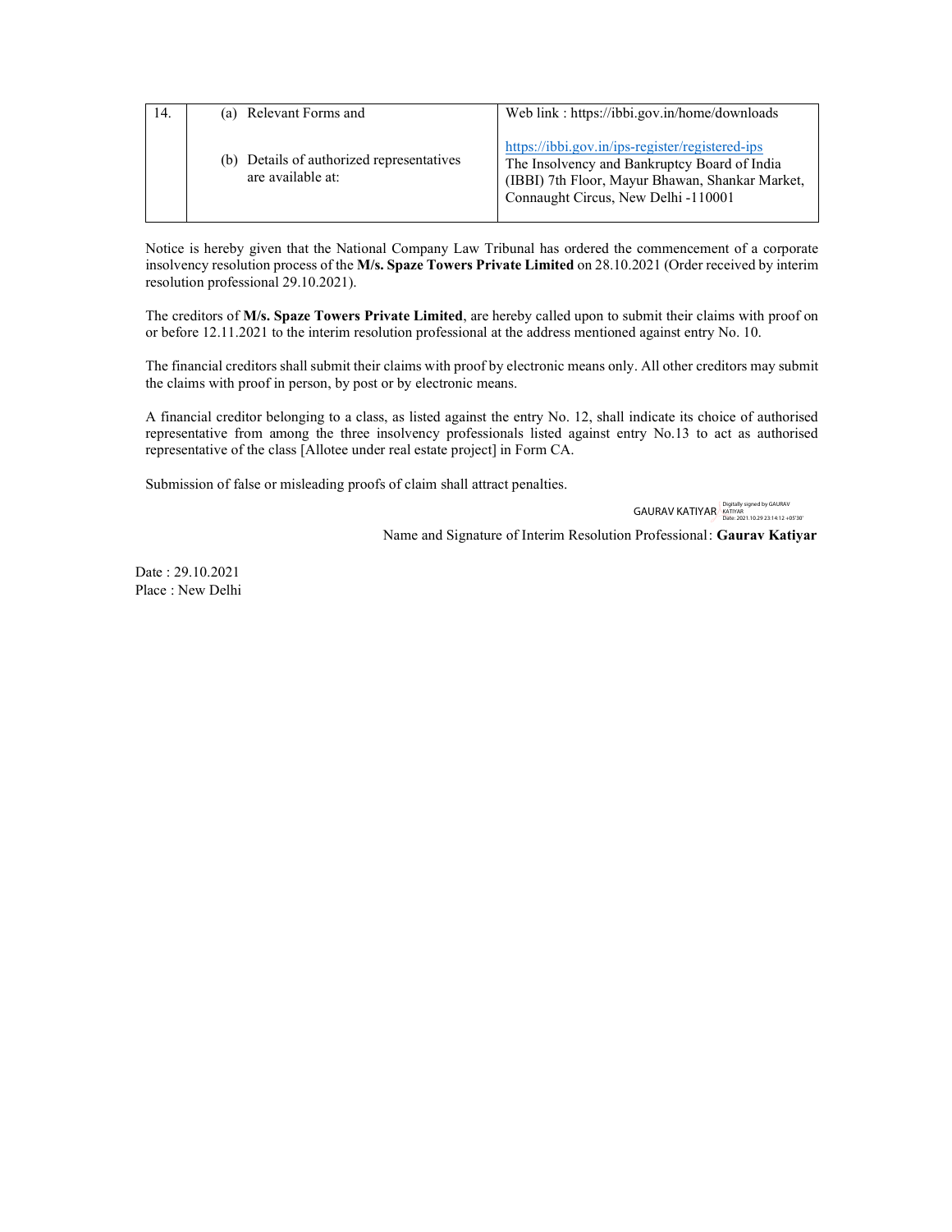| | | |
|---|---|---|
| 14. | (a) Relevant Forms and<br><br>(b) Details of authorized representatives are available at: | Web link : https://ibbi.gov.in/home/downloads<br><br>https://ibbi.gov.in/ips-register/registered-ips<br>The Insolvency and Bankruptcy Board of India (IBBI) 7th Floor, Mayur Bhawan, Shankar Market, Connaught Circus, New Delhi -110001 |

Notice is hereby given that the National Company Law Tribunal has ordered the commencement of a corporate insolvency resolution process of the **M/s. Spaze Towers Private Limited** on 28.10.2021 (Order received by interim resolution professional 29.10.2021).

The creditors of **M/s. Spaze Towers Private Limited**, are hereby called upon to submit their claims with proof on or before 12.11.2021 to the interim resolution professional at the address mentioned against entry No. 10.

The financial creditors shall submit their claims with proof by electronic means only. All other creditors may submit the claims with proof in person, by post or by electronic means.

A financial creditor belonging to a class, as listed against the entry No. 12, shall indicate its choice of authorised representative from among the three insolvency professionals listed against entry No.13 to act as authorised representative of the class [Allotee under real estate project] in Form CA.

Submission of false or misleading proofs of claim shall attract penalties.

GAURAV KATIYAR Digitally signed by GAURAV KATIYAR Date: 2021.10.29 23:14:12 +05'30'

Name and Signature of Interim Resolution Professional: **Gaurav Katiyar**

Date : 29.10.2021
Place : New Delhi